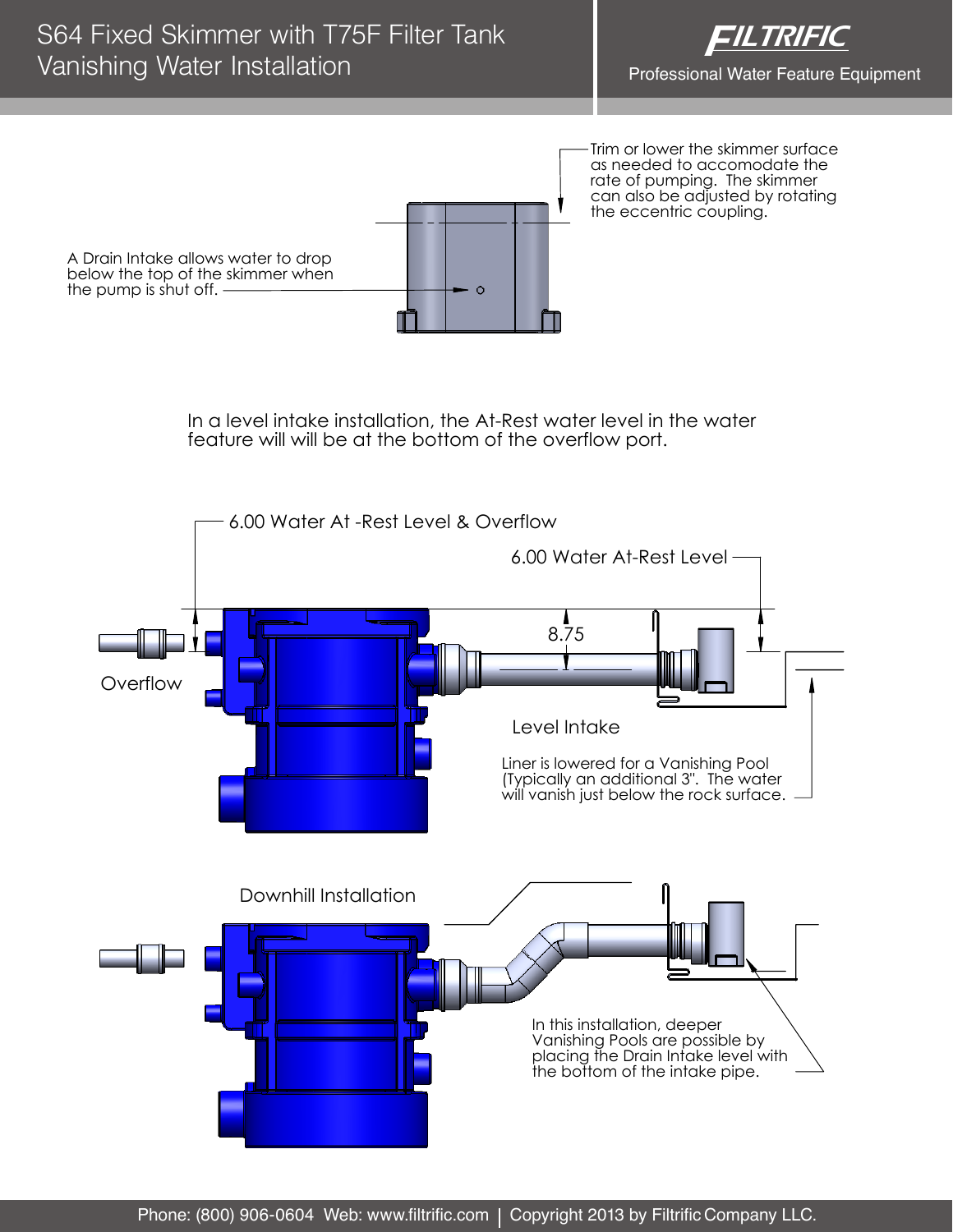# S64 Fixed Skimmer with T75F Filter Tank Vanishing Water Installation

FILTRIFIC

Professional Water Feature Equipment

Trim or lower the skimmer surface as needed to accomodate the rate of pumping. The skimmer can also be adjusted by rotating the eccentric coupling.

A Drain Intake allows water to drop below the top of the skimmer when the pump is shut off.

In a level intake installation, the At-Rest water level in the water feature will will be at the bottom of the overflow port.

6.00 Water At -Rest Level & Overflow

6.00 Water At-Rest Level

8.75

Overflow

Level Intake

Liner is lowered for a Vanishing Pool (Typically an additional 3". The water will vanish just below the rock surface.

Downhill Installation

In this installation, deeper Vanishing Pools are possible by placing the Drain Intake level with the bottom of the intake pipe.

Phone: (800) 906-0604 Web: www.filtrific.com | Copyright 2013 by Filtrific Company LLC.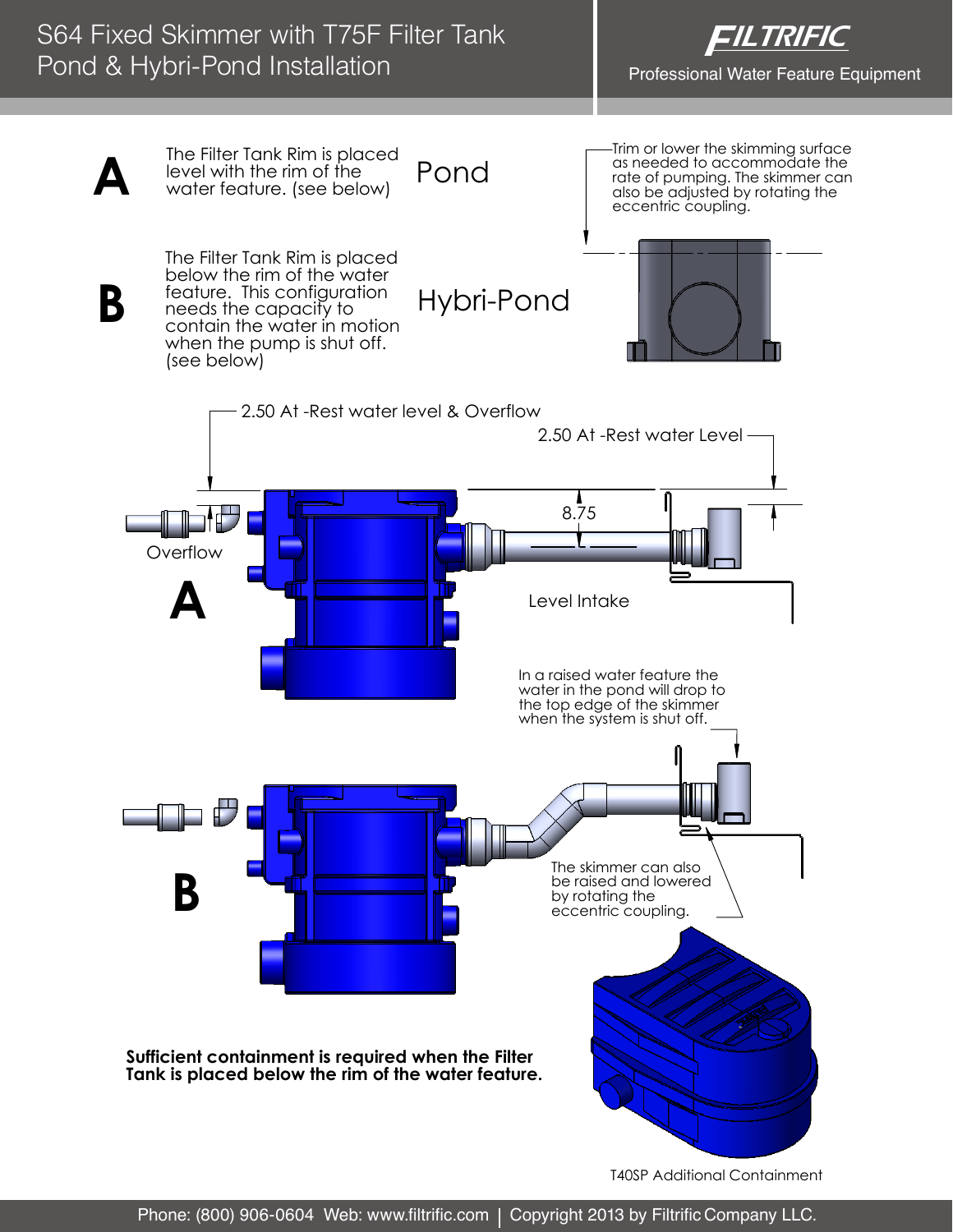# S64 Fixed Skimmer with T75F Filter Tank Pond & Hybri-Pond Installation

FILTRIFIC
Professional Water Feature Equipment

**A** The Filter Tank Rim is placed level with the rim of the water feature. (see below)

Pond

**B** The Filter Tank Rim is placed below the rim of the water feature. This configuration needs the capacity to contain the water in motion when the pump is shut off. (see below)

Hybri-Pond

Trim or lower the skimming surface as needed to accommodate the rate of pumping. The skimmer can also be adjusted by rotating the eccentric coupling.

2.50 At -Rest water level & Overflow

2.50 At -Rest water Level

8.75

Overflow

**A**

Level Intake

In a raised water feature the water in the pond will drop to the top edge of the skimmer when the system is shut off.

**B**

The skimmer can also be raised and lowered by rotating the eccentric coupling.

**Sufficient containment is required when the Filter Tank is placed below the rim of the water feature.**

T40SP Additional Containment

Phone: (800) 906-0604 Web: www.filtrific.com | Copyright 2013 by Filtrific Company LLC.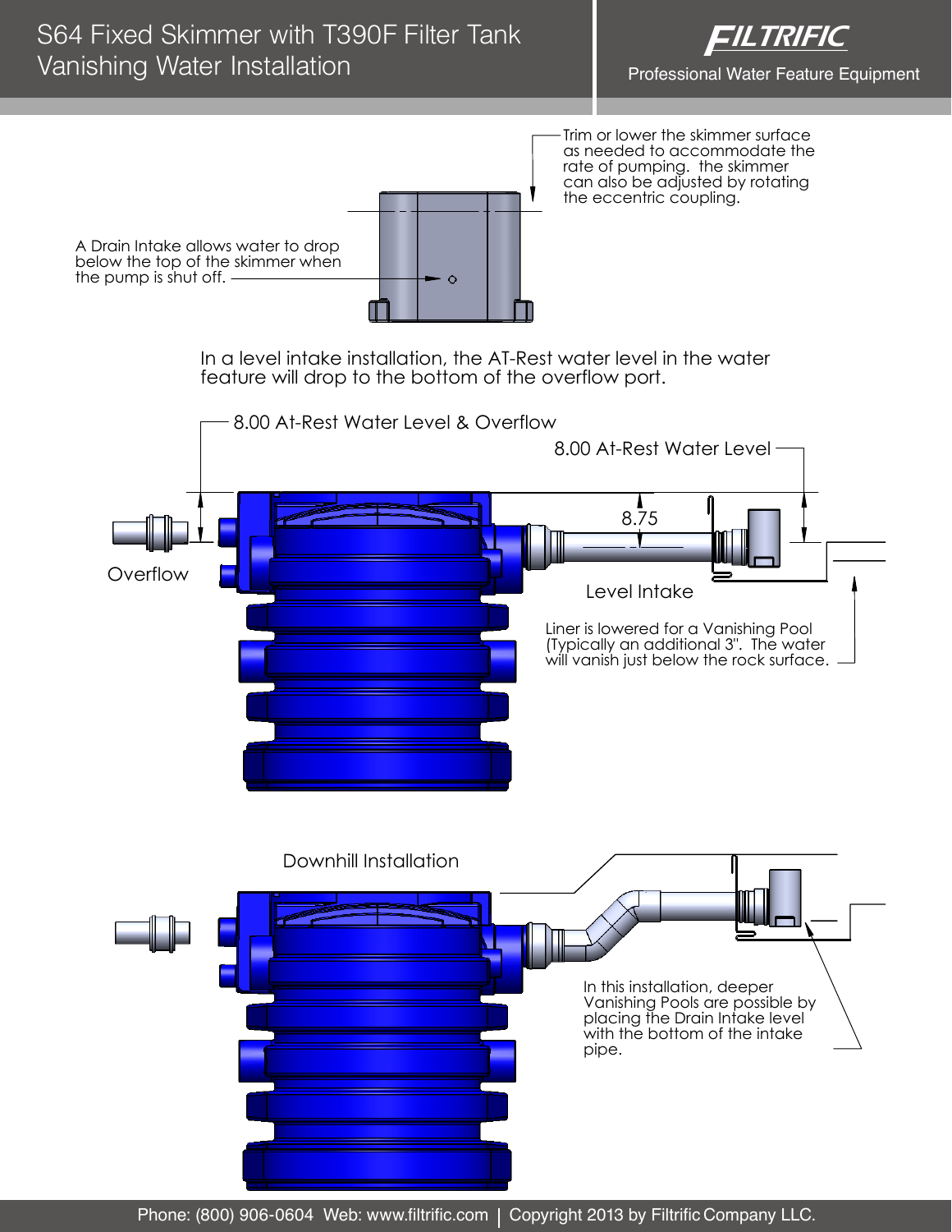# S64 Fixed Skimmer with T390F Filter Tank Vanishing Water Installation

FILTRIFIC
Professional Water Feature Equipment

Trim or lower the skimmer surface as needed to accommodate the rate of pumping. the skimmer can also be adjusted by rotating the eccentric coupling.

A Drain Intake allows water to drop below the top of the skimmer when the pump is shut off.

In a level intake installation, the AT-Rest water level in the water feature will drop to the bottom of the overflow port.

8.00 At-Rest Water Level & Overflow

8.00 At-Rest Water Level

8.75

Overflow

Level Intake

Liner is lowered for a Vanishing Pool (Typically an additional 3". The water will vanish just below the rock surface.

Downhill Installation

In this installation, deeper Vanishing Pools are possible by placing the Drain Intake level with the bottom of the intake pipe.

Phone: (800) 906-0604 Web: www.filtrific.com | Copyright 2013 by Filtrific Company LLC.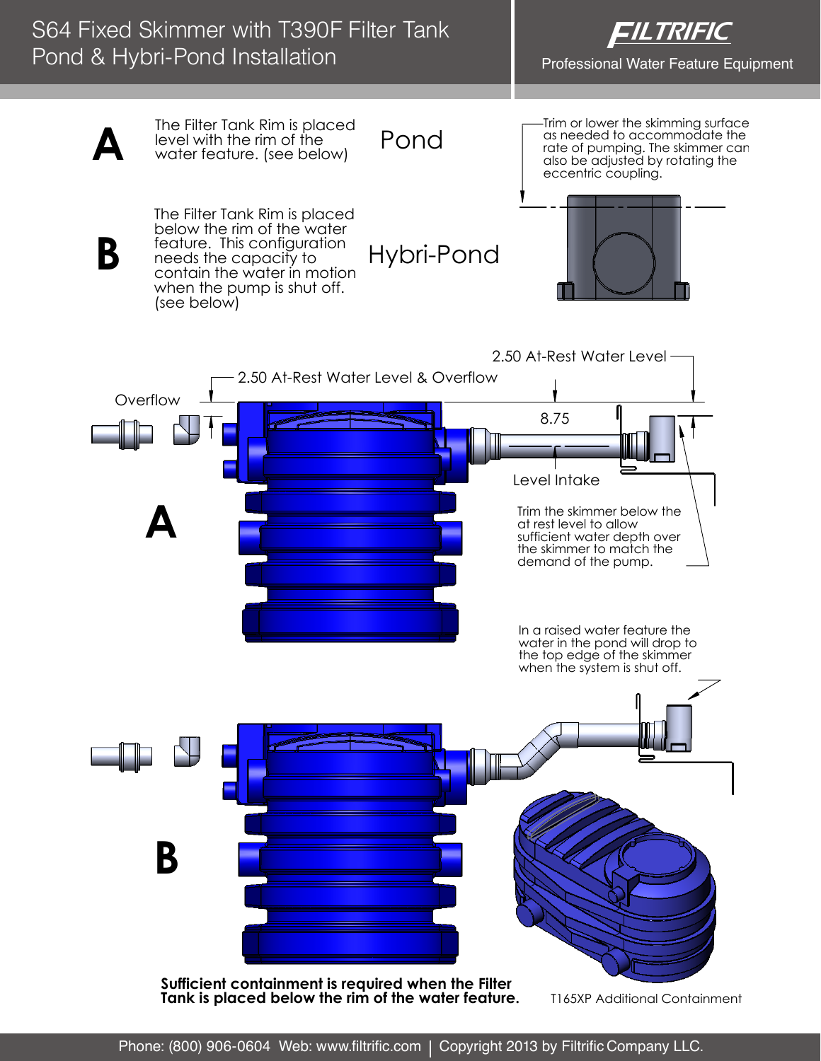# S64 Fixed Skimmer with T390F Filter Tank Pond & Hybri-Pond Installation

**FILTRIFIC**
Professional Water Feature Equipment

**A** The Filter Tank Rim is placed level with the rim of the water feature. (see below)

Pond

**B** The Filter Tank Rim is placed below the rim of the water feature. This configuration needs the capacity to contain the water in motion when the pump is shut off. (see below)

Hybri-Pond

Trim or lower the skimming surface as needed to accommodate the rate of pumping. The skimmer can also be adjusted by rotating the eccentric coupling.

2.50 At-Rest Water Level

2.50 At-Rest Water Level & Overflow

Overflow

8.75

Level Intake

**A**

Trim the skimmer below the at rest level to allow sufficient water depth over the skimmer to match the demand of the pump.

In a raised water feature the water in the pond will drop to the top edge of the skimmer when the system is shut off.

**B**

**Sufficient containment is required when the Filter Tank is placed below the rim of the water feature.**

T165XP Additional Containment

Phone: (800) 906-0604 Web: www.filtrific.com | Copyright 2013 by Filtrific Company LLC.